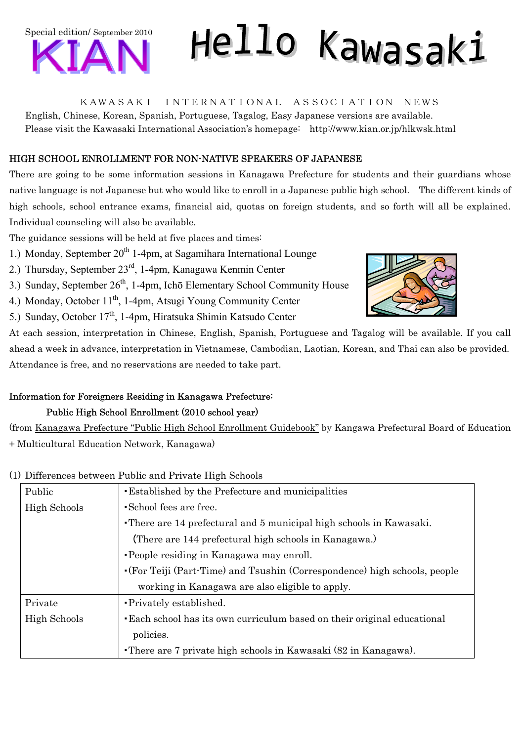Special edition/ September 2010

# KIAN Hello Kawasaki

KAWASAKI INTERNATIONAL ASSOCIATION NEWS

English, Chinese, Korean, Spanish, Portuguese, Tagalog, Easy Japanese versions are available.
Please visit the Kawasaki International Association's homepage: http://www.kian.or.jp/hlkwsk.html

## HIGH SCHOOL ENROLLMENT FOR NON-NATIVE SPEAKERS OF JAPANESE

There are going to be some information sessions in Kanagawa Prefecture for students and their guardians whose native language is not Japanese but who would like to enroll in a Japanese public high school. The different kinds of high schools, school entrance exams, financial aid, quotas on foreign students, and so forth will all be explained. Individual counseling will also be available.

The guidance sessions will be held at five places and times:

1.) Monday, September 20th 1-4pm, at Sagamihara International Lounge
2.) Thursday, September 23rd, 1-4pm, Kanagawa Kenmin Center
3.) Sunday, September 26th, 1-4pm, Ichō Elementary School Community House
4.) Monday, October 11th, 1-4pm, Atsugi Young Community Center
5.) Sunday, October 17th, 1-4pm, Hiratsuka Shimin Katsudo Center

At each session, interpretation in Chinese, English, Spanish, Portuguese and Tagalog will be available. If you call ahead a week in advance, interpretation in Vietnamese, Cambodian, Laotian, Korean, and Thai can also be provided. Attendance is free, and no reservations are needed to take part.

## Information for Foreigners Residing in Kanagawa Prefecture:

### Public High School Enrollment (2010 school year)

(from Kanagawa Prefecture "Public High School Enrollment Guidebook" by Kangawa Prefectural Board of Education + Multicultural Education Network, Kanagawa)

(1) Differences between Public and Private High Schools

| | |
|---|---|
| Public High Schools | ･Established by the Prefecture and municipalities<br>･School fees are free.<br>･There are 14 prefectural and 5 municipal high schools in Kawasaki. (There are 144 prefectural high schools in Kanagawa.)<br>･People residing in Kanagawa may enroll.<br>･(For Teiji (Part-Time) and Tsushin (Correspondence) high schools, people working in Kanagawa are also eligible to apply. |
| Private High Schools | ･Privately established.<br>･Each school has its own curriculum based on their original educational policies.<br>･There are 7 private high schools in Kawasaki (82 in Kanagawa). |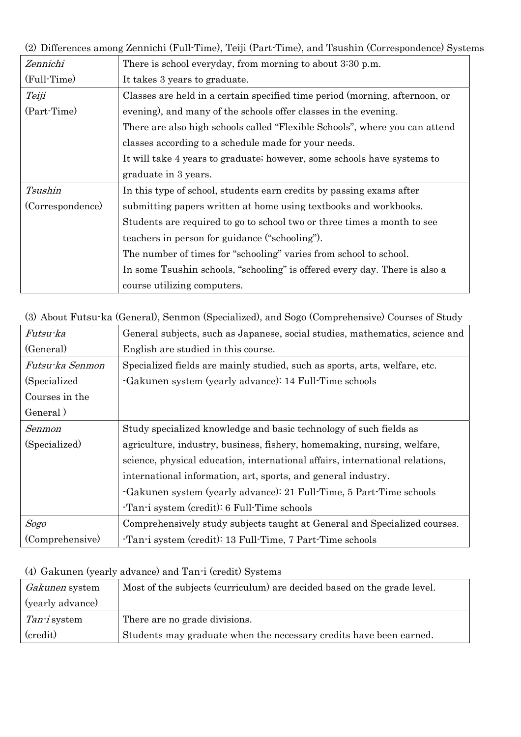(2) Differences among Zennichi (Full-Time), Teiji (Part-Time), and Tsushin (Correspondence) Systems

| | |
|---|---|
| *Zennichi* (Full-Time) | There is school everyday, from morning to about 3:30 p.m.<br>It takes 3 years to graduate. |
| *Teiji* (Part-Time) | Classes are held in a certain specified time period (morning, afternoon, or evening), and many of the schools offer classes in the evening.<br>There are also high schools called "Flexible Schools", where you can attend classes according to a schedule made for your needs.<br>It will take 4 years to graduate; however, some schools have systems to graduate in 3 years. |
| *Tsushin* (Correspondence) | In this type of school, students earn credits by passing exams after submitting papers written at home using textbooks and workbooks.<br>Students are required to go to school two or three times a month to see teachers in person for guidance ("schooling").<br>The number of times for "schooling" varies from school to school.<br>In some Tsushin schools, "schooling" is offered every day. There is also a course utilizing computers. |

(3) About Futsu-ka (General), Senmon (Specialized), and Sogo (Comprehensive) Courses of Study

| | |
|---|---|
| *Futsu-ka* (General) | General subjects, such as Japanese, social studies, mathematics, science and English are studied in this course. |
| *Futsu-ka Senmon* (Specialized Courses in the General ) | Specialized fields are mainly studied, such as sports, arts, welfare, etc.<br>-Gakunen system (yearly advance): 14 Full-Time schools |
| *Senmon* (Specialized) | Study specialized knowledge and basic technology of such fields as agriculture, industry, business, fishery, homemaking, nursing, welfare, science, physical education, international affairs, international relations, international information, art, sports, and general industry.<br>-Gakunen system (yearly advance): 21 Full-Time, 5 Part-Time schools<br>-Tan-i system (credit): 6 Full-Time schools |
| *Sogo* (Comprehensive) | Comprehensively study subjects taught at General and Specialized courses.<br>-Tan-i system (credit): 13 Full-Time, 7 Part-Time schools |

(4) Gakunen (yearly advance) and Tan-i (credit) Systems

| | |
|---|---|
| *Gakunen* system (yearly advance) | Most of the subjects (curriculum) are decided based on the grade level. |
| *Tan-i* system (credit) | There are no grade divisions.<br>Students may graduate when the necessary credits have been earned. |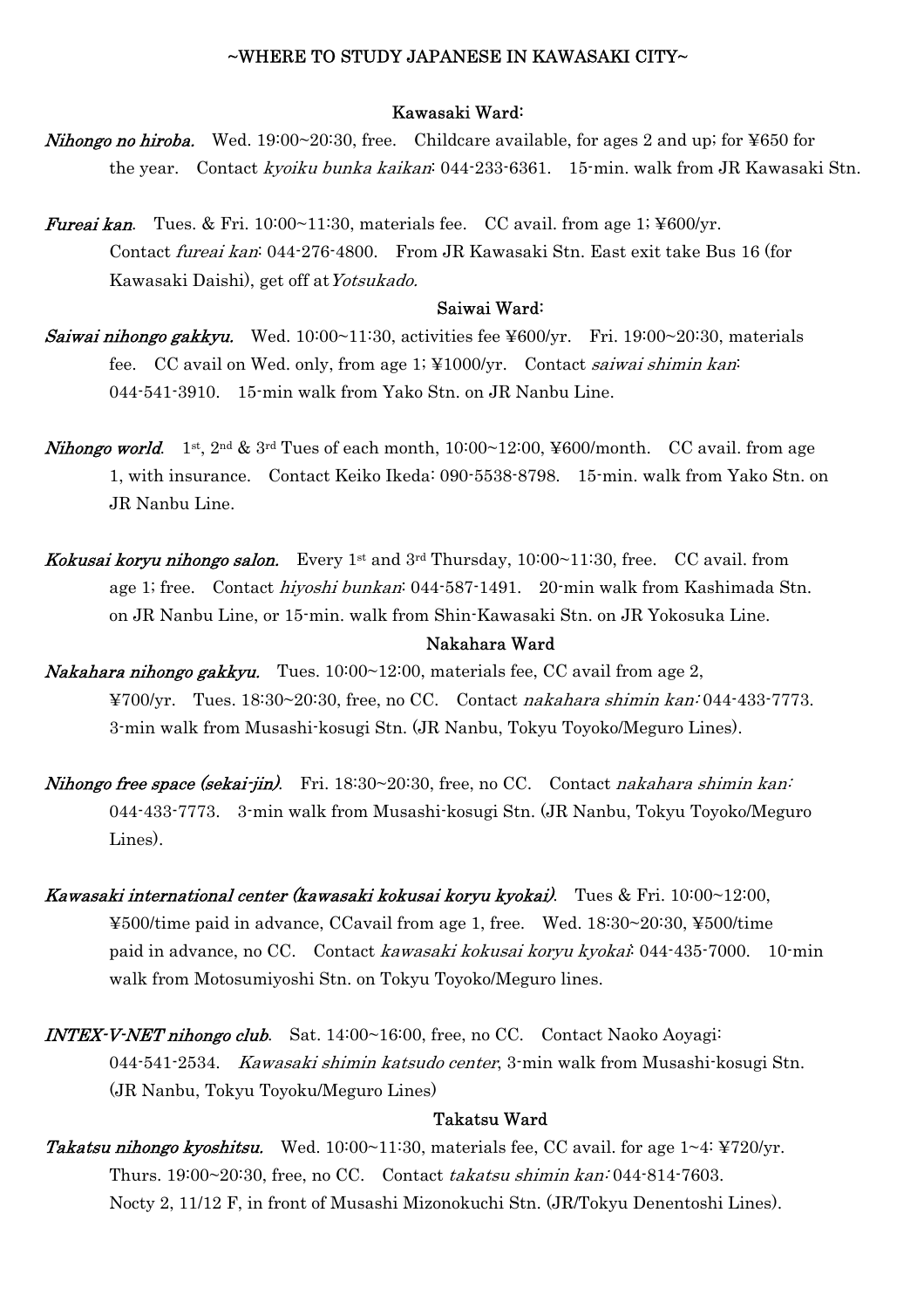## ~WHERE TO STUDY JAPANESE IN KAWASAKI CITY~

### Kawasaki Ward:

***Nihongo no hiroba.*** Wed. 19:00~20:30, free. Childcare available, for ages 2 and up; for ¥650 for the year. Contact *kyoiku bunka kaikan*: 044-233-6361. 15-min. walk from JR Kawasaki Stn.

***Fureai kan***. Tues. & Fri. 10:00~11:30, materials fee. CC avail. from age 1; ¥600/yr. Contact *fureai kan*: 044-276-4800. From JR Kawasaki Stn. East exit take Bus 16 (for Kawasaki Daishi), get off at *Yotsukado.*

### Saiwai Ward:

***Saiwai nihongo gakkyu.*** Wed. 10:00~11:30, activities fee ¥600/yr. Fri. 19:00~20:30, materials fee. CC avail on Wed. only, from age 1; ¥1000/yr. Contact *saiwai shimin kan*: 044-541-3910. 15-min walk from Yako Stn. on JR Nanbu Line.

***Nihongo world***. 1st, 2nd & 3rd Tues of each month, 10:00~12:00, ¥600/month. CC avail. from age 1, with insurance. Contact Keiko Ikeda: 090-5538-8798. 15-min. walk from Yako Stn. on JR Nanbu Line.

***Kokusai koryu nihongo salon.*** Every 1st and 3rd Thursday, 10:00~11:30, free. CC avail. from age 1; free. Contact *hiyoshi bunkan*: 044-587-1491. 20-min walk from Kashimada Stn. on JR Nanbu Line, or 15-min. walk from Shin-Kawasaki Stn. on JR Yokosuka Line.

### Nakahara Ward

***Nakahara nihongo gakkyu.*** Tues. 10:00~12:00, materials fee, CC avail from age 2, ¥700/yr. Tues. 18:30~20:30, free, no CC. Contact *nakahara shimin kan:* 044-433-7773. 3-min walk from Musashi-kosugi Stn. (JR Nanbu, Tokyu Toyoko/Meguro Lines).

***Nihongo free space (sekai-jin)***. Fri. 18:30~20:30, free, no CC. Contact *nakahara shimin kan:* 044-433-7773. 3-min walk from Musashi-kosugi Stn. (JR Nanbu, Tokyu Toyoko/Meguro Lines).

***Kawasaki international center (kawasaki kokusai koryu kyokai)***. Tues & Fri. 10:00~12:00, ¥500/time paid in advance, CCavail from age 1, free. Wed. 18:30~20:30, ¥500/time paid in advance, no CC. Contact *kawasaki kokusai koryu kyokai*: 044-435-7000. 10-min walk from Motosumiyoshi Stn. on Tokyu Toyoko/Meguro lines.

***INTEX-V-NET nihongo club***. Sat. 14:00~16:00, free, no CC. Contact Naoko Aoyagi: 044-541-2534. *Kawasaki shimin katsudo center*, 3-min walk from Musashi-kosugi Stn. (JR Nanbu, Tokyu Toyoku/Meguro Lines)

### Takatsu Ward

***Takatsu nihongo kyoshitsu.*** Wed. 10:00~11:30, materials fee, CC avail. for age 1~4: ¥720/yr. Thurs. 19:00~20:30, free, no CC. Contact *takatsu shimin kan:* 044-814-7603. Nocty 2, 11/12 F, in front of Musashi Mizonokuchi Stn. (JR/Tokyu Denentoshi Lines).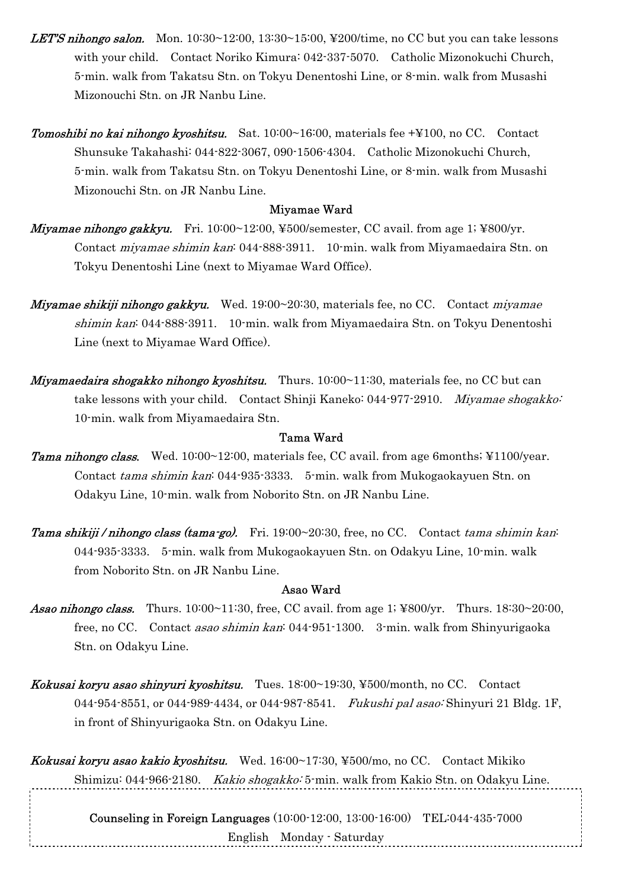***LET'S nihongo salon.*** Mon. 10:30~12:00, 13:30~15:00, ¥200/time, no CC but you can take lessons with your child. Contact Noriko Kimura: 042-337-5070. Catholic Mizonokuchi Church, 5-min. walk from Takatsu Stn. on Tokyu Denentoshi Line, or 8-min. walk from Musashi Mizonouchi Stn. on JR Nanbu Line.

***Tomoshibi no kai nihongo kyoshitsu.*** Sat. 10:00~16:00, materials fee +¥100, no CC. Contact Shunsuke Takahashi: 044-822-3067, 090-1506-4304. Catholic Mizonokuchi Church, 5-min. walk from Takatsu Stn. on Tokyu Denentoshi Line, or 8-min. walk from Musashi Mizonouchi Stn. on JR Nanbu Line.

## Miyamae Ward

***Miyamae nihongo gakkyu.*** Fri. 10:00~12:00, ¥500/semester, CC avail. from age 1; ¥800/yr. Contact *miyamae shimin kan*: 044-888-3911. 10-min. walk from Miyamaedaira Stn. on Tokyu Denentoshi Line (next to Miyamae Ward Office).

***Miyamae shikiji nihongo gakkyu.*** Wed. 19:00~20:30, materials fee, no CC. Contact *miyamae shimin kan*: 044-888-3911. 10-min. walk from Miyamaedaira Stn. on Tokyu Denentoshi Line (next to Miyamae Ward Office).

***Miyamaedaira shogakko nihongo kyoshitsu.*** Thurs. 10:00~11:30, materials fee, no CC but can take lessons with your child. Contact Shinji Kaneko: 044-977-2910. *Miyamae shogakko:* 10-min. walk from Miyamaedaira Stn.

## Tama Ward

***Tama nihongo class.*** Wed. 10:00~12:00, materials fee, CC avail. from age 6months; ¥1100/year. Contact *tama shimin kan*: 044-935-3333. 5-min. walk from Mukogaokayuen Stn. on Odakyu Line, 10-min. walk from Noborito Stn. on JR Nanbu Line.

***Tama shikiji / nihongo class (tama-go).*** Fri. 19:00~20:30, free, no CC. Contact *tama shimin kan*: 044-935-3333. 5-min. walk from Mukogaokayuen Stn. on Odakyu Line, 10-min. walk from Noborito Stn. on JR Nanbu Line.

## Asao Ward

***Asao nihongo class.*** Thurs. 10:00~11:30, free, CC avail. from age 1; ¥800/yr. Thurs. 18:30~20:00, free, no CC. Contact *asao shimin kan*: 044-951-1300. 3-min. walk from Shinyurigaoka Stn. on Odakyu Line.

***Kokusai koryu asao shinyuri kyoshitsu.*** Tues. 18:00~19:30, ¥500/month, no CC. Contact 044-954-8551, or 044-989-4434, or 044-987-8541. *Fukushi pal asao:* Shinyuri 21 Bldg. 1F, in front of Shinyurigaoka Stn. on Odakyu Line.

***Kokusai koryu asao kakio kyoshitsu.*** Wed. 16:00~17:30, ¥500/mo, no CC. Contact Mikiko Shimizu: 044-966-2180. *Kakio shogakko:* 5-min. walk from Kakio Stn. on Odakyu Line.

---

**Counseling in Foreign Languages** (10:00-12:00, 13:00-16:00) TEL:044-435-7000

English Monday - Saturday